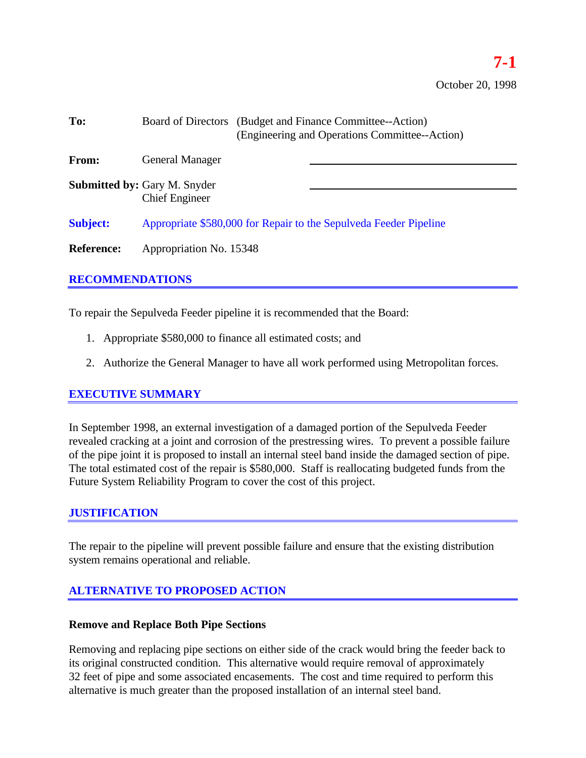**7-1**

October 20, 1998

**To:** Board of Directors (Budget and Finance Committee--Action)
(Engineering and Operations Committee--Action)

**From:** General Manager

**Submitted by:** Gary M. Snyder
Chief Engineer

**Subject:** Appropriate $580,000 for Repair to the Sepulveda Feeder Pipeline

**Reference:** Appropriation No. 15348

## RECOMMENDATIONS

To repair the Sepulveda Feeder pipeline it is recommended that the Board:

1. Appropriate $580,000 to finance all estimated costs; and
2. Authorize the General Manager to have all work performed using Metropolitan forces.

## EXECUTIVE SUMMARY

In September 1998, an external investigation of a damaged portion of the Sepulveda Feeder revealed cracking at a joint and corrosion of the prestressing wires. To prevent a possible failure of the pipe joint it is proposed to install an internal steel band inside the damaged section of pipe. The total estimated cost of the repair is $580,000. Staff is reallocating budgeted funds from the Future System Reliability Program to cover the cost of this project.

## JUSTIFICATION

The repair to the pipeline will prevent possible failure and ensure that the existing distribution system remains operational and reliable.

## ALTERNATIVE TO PROPOSED ACTION

### Remove and Replace Both Pipe Sections

Removing and replacing pipe sections on either side of the crack would bring the feeder back to its original constructed condition. This alternative would require removal of approximately 32 feet of pipe and some associated encasements. The cost and time required to perform this alternative is much greater than the proposed installation of an internal steel band.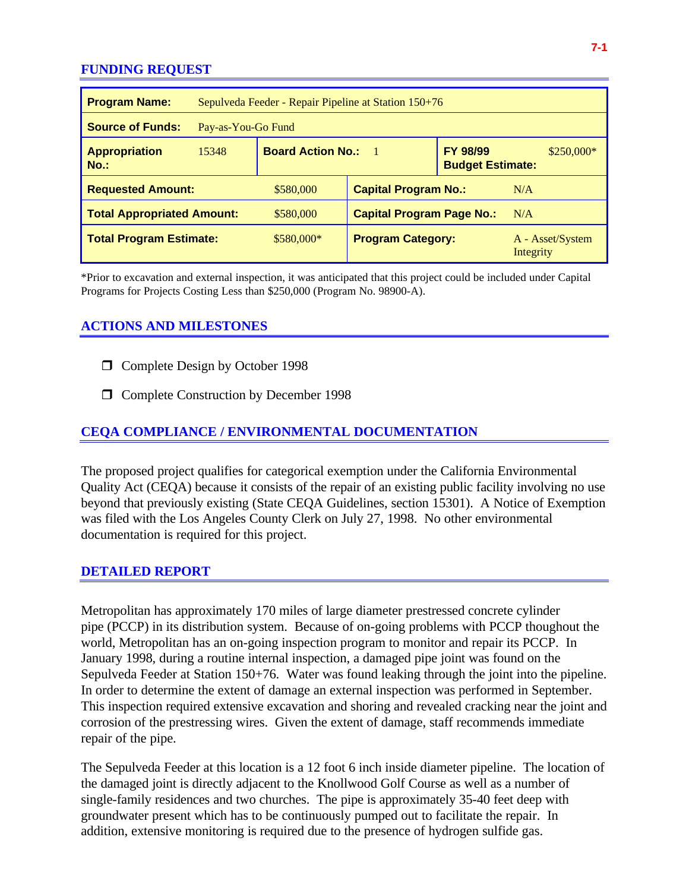## FUNDING REQUEST

| | | | | | |
|---|---|---|---|---|---|
| **Program Name:** | Sepulveda Feeder - Repair Pipeline at Station 150+76 | | | | |
| **Source of Funds:** | Pay-as-You-Go Fund | | | | |
| **Appropriation No.:** | 15348 | **Board Action No.:** | 1 | **FY 98/99 Budget Estimate:** | $250,000* |
| **Requested Amount:** | $580,000 | **Capital Program No.:** | N/A | | |
| **Total Appropriated Amount:** | $580,000 | **Capital Program Page No.:** | N/A | | |
| **Total Program Estimate:** | $580,000* | **Program Category:** | A - Asset/System Integrity | | |

*Prior to excavation and external inspection, it was anticipated that this project could be included under Capital Programs for Projects Costing Less than $250,000 (Program No. 98900-A).

## ACTIONS AND MILESTONES

- ❐ Complete Design by October 1998
- ❐ Complete Construction by December 1998

## CEQA COMPLIANCE / ENVIRONMENTAL DOCUMENTATION

The proposed project qualifies for categorical exemption under the California Environmental Quality Act (CEQA) because it consists of the repair of an existing public facility involving no use beyond that previously existing (State CEQA Guidelines, section 15301). A Notice of Exemption was filed with the Los Angeles County Clerk on July 27, 1998. No other environmental documentation is required for this project.

## DETAILED REPORT

Metropolitan has approximately 170 miles of large diameter prestressed concrete cylinder pipe (PCCP) in its distribution system. Because of on-going problems with PCCP thoughout the world, Metropolitan has an on-going inspection program to monitor and repair its PCCP. In January 1998, during a routine internal inspection, a damaged pipe joint was found on the Sepulveda Feeder at Station 150+76. Water was found leaking through the joint into the pipeline. In order to determine the extent of damage an external inspection was performed in September. This inspection required extensive excavation and shoring and revealed cracking near the joint and corrosion of the prestressing wires. Given the extent of damage, staff recommends immediate repair of the pipe.

The Sepulveda Feeder at this location is a 12 foot 6 inch inside diameter pipeline. The location of the damaged joint is directly adjacent to the Knollwood Golf Course as well as a number of single-family residences and two churches. The pipe is approximately 35-40 feet deep with groundwater present which has to be continuously pumped out to facilitate the repair. In addition, extensive monitoring is required due to the presence of hydrogen sulfide gas.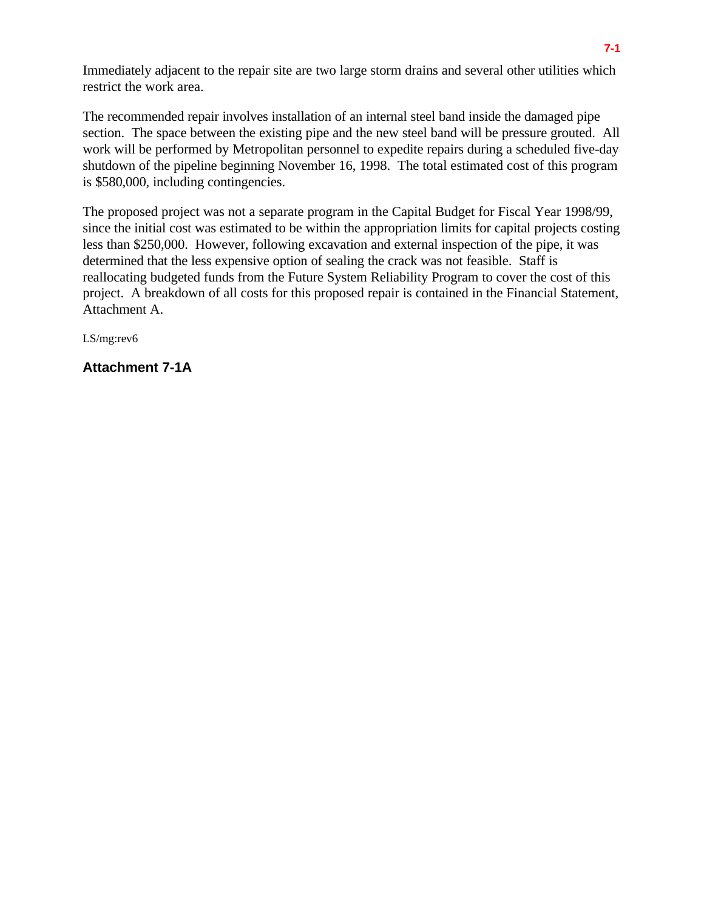Immediately adjacent to the repair site are two large storm drains and several other utilities which restrict the work area.

The recommended repair involves installation of an internal steel band inside the damaged pipe section. The space between the existing pipe and the new steel band will be pressure grouted. All work will be performed by Metropolitan personnel to expedite repairs during a scheduled five-day shutdown of the pipeline beginning November 16, 1998. The total estimated cost of this program is $580,000, including contingencies.

The proposed project was not a separate program in the Capital Budget for Fiscal Year 1998/99, since the initial cost was estimated to be within the appropriation limits for capital projects costing less than $250,000. However, following excavation and external inspection of the pipe, it was determined that the less expensive option of sealing the crack was not feasible. Staff is reallocating budgeted funds from the Future System Reliability Program to cover the cost of this project. A breakdown of all costs for this proposed repair is contained in the Financial Statement, Attachment A.

LS/mg:rev6

**Attachment 7-1A**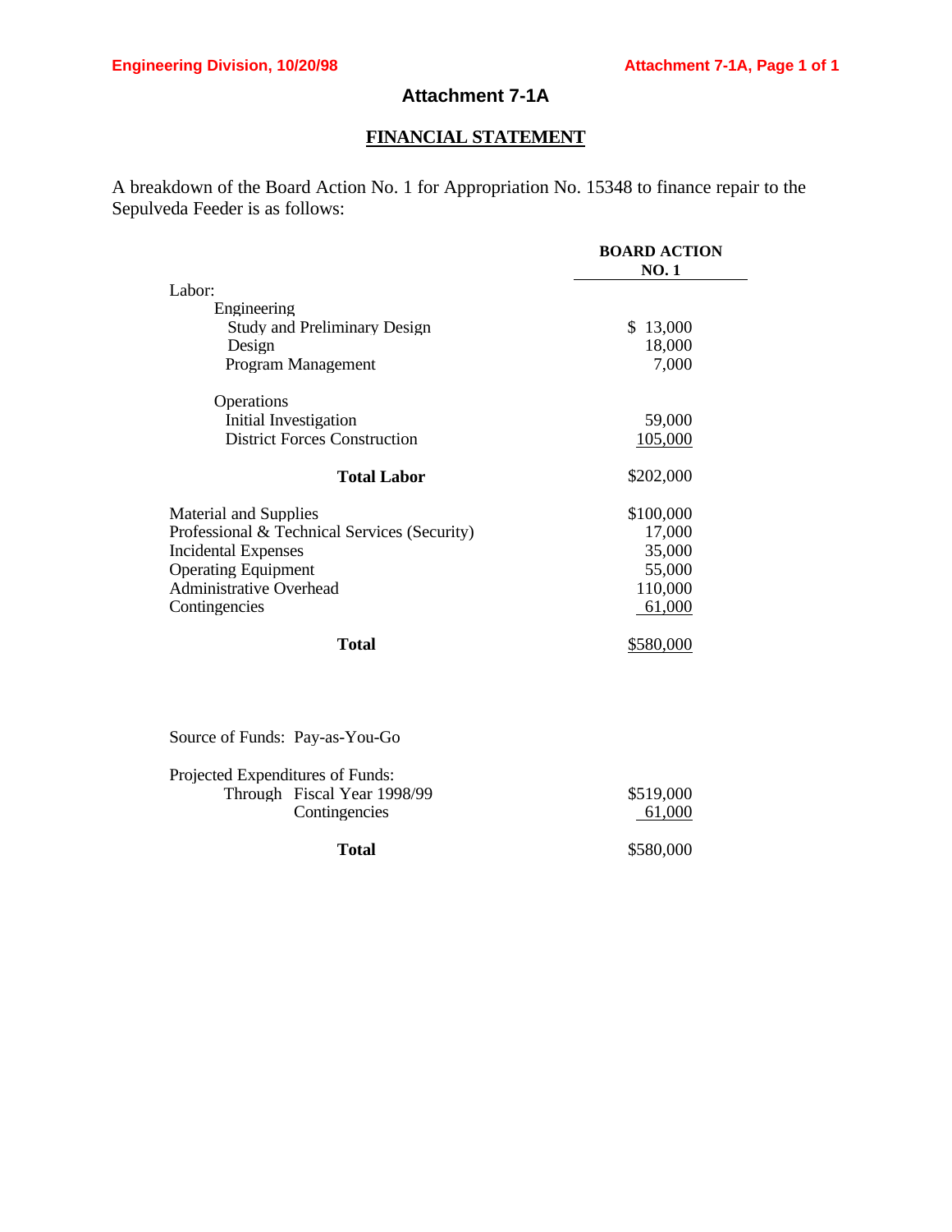# Attachment 7-1A

## FINANCIAL STATEMENT

A breakdown of the Board Action No. 1 for Appropriation No. 15348 to finance repair to the Sepulveda Feeder is as follows:

| | BOARD ACTION NO. 1 |
|---|---|
| Labor: | |
| Engineering | |
| Study and Preliminary Design | $ 13,000 |
| Design | 18,000 |
| Program Management | 7,000 |
| Operations | |
| Initial Investigation | 59,000 |
| District Forces Construction | 105,000 |
| **Total Labor** | $202,000 |
| Material and Supplies | $100,000 |
| Professional & Technical Services (Security) | 17,000 |
| Incidental Expenses | 35,000 |
| Operating Equipment | 55,000 |
| Administrative Overhead | 110,000 |
| Contingencies | 61,000 |
| **Total** | $580,000 |

Source of Funds: Pay-as-You-Go

| Projected Expenditures of Funds: | |
|---|---|
| Through Fiscal Year 1998/99 | $519,000 |
| Contingencies | 61,000 |
| **Total** | $580,000 |